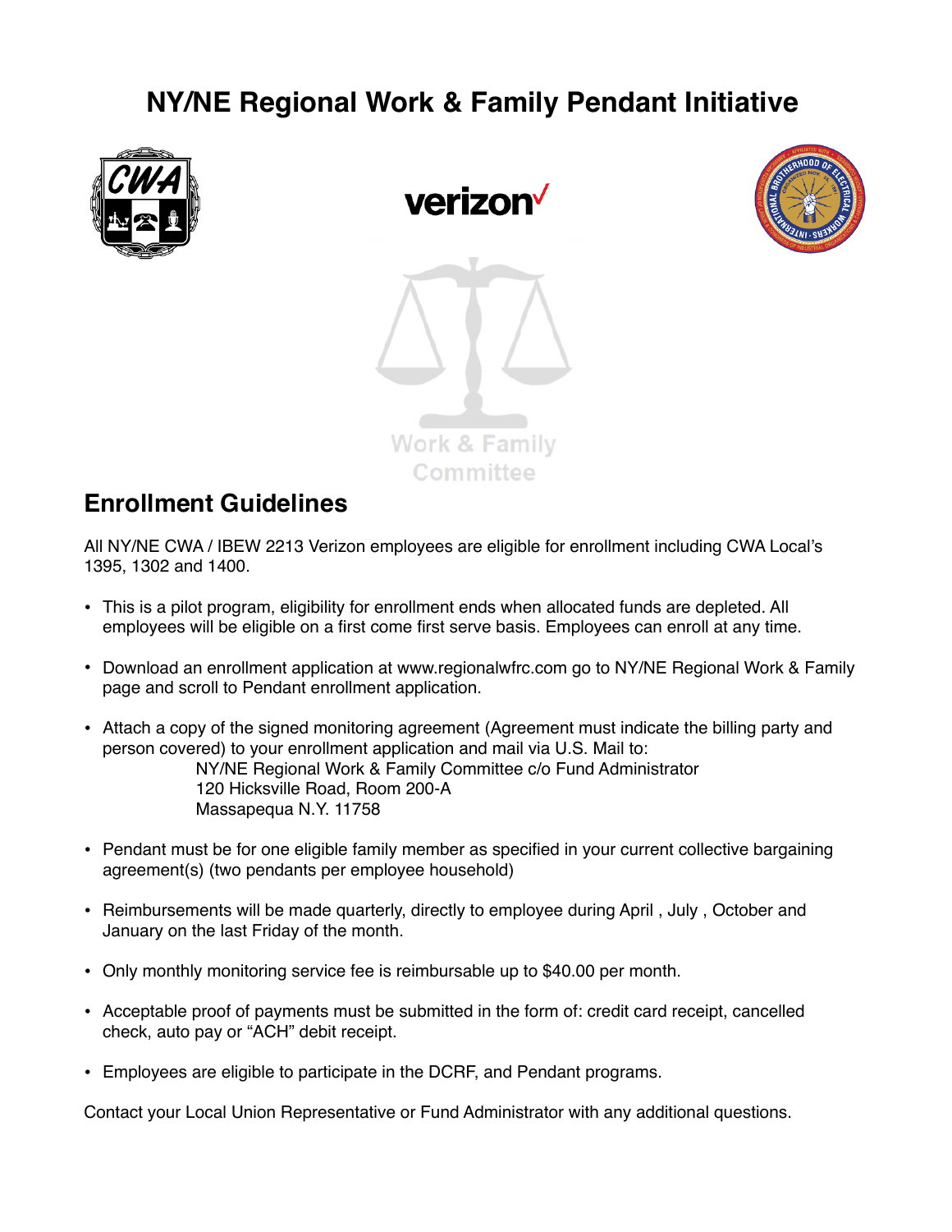# NY/NE Regional Work & Family Pendant Initiative

Work & Family Committee

## Enrollment Guidelines

All NY/NE CWA / IBEW 2213 Verizon employees are eligible for enrollment including CWA Local's 1395, 1302 and 1400.

- This is a pilot program, eligibility for enrollment ends when allocated funds are depleted. All employees will be eligible on a first come first serve basis. Employees can enroll at any time.
- Download an enrollment application at www.regionalwfrc.com go to NY/NE Regional Work & Family page and scroll to Pendant enrollment application.
- Attach a copy of the signed monitoring agreement (Agreement must indicate the billing party and person covered) to your enrollment application and mail via U.S. Mail to:
  NY/NE Regional Work & Family Committee c/o Fund Administrator
  120 Hicksville Road, Room 200-A
  Massapequa N.Y. 11758
- Pendant must be for one eligible family member as specified in your current collective bargaining agreement(s) (two pendants per employee household)
- Reimbursements will be made quarterly, directly to employee during April , July , October and January on the last Friday of the month.
- Only monthly monitoring service fee is reimbursable up to $40.00 per month.
- Acceptable proof of payments must be submitted in the form of: credit card receipt, cancelled check, auto pay or "ACH" debit receipt.
- Employees are eligible to participate in the DCRF, and Pendant programs.

Contact your Local Union Representative or Fund Administrator with any additional questions.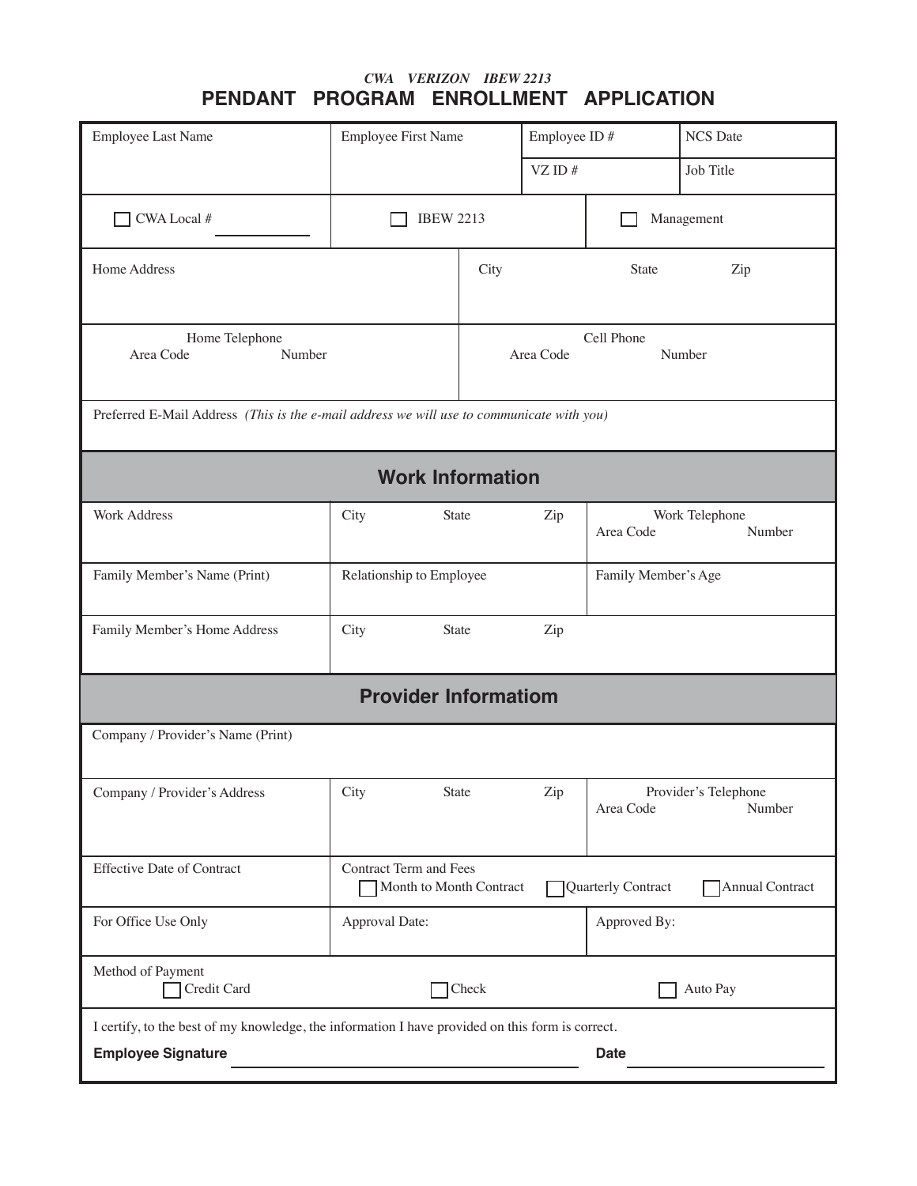*CWA VERIZON IBEW 2213*

# PENDANT PROGRAM ENROLLMENT APPLICATION

| | | | |
|---|---|---|---|
| Employee Last Name | Employee First Name | Employee ID # | NCS Date |
| | | VZ ID # | Job Title |

☐ CWA Local # ________ ☐ IBEW 2213 ☐ Management

| | | | |
|---|---|---|---|
| Home Address | City | State | Zip |

| | |
|---|---|
| Home Telephone<br>Area Code Number | Cell Phone<br>Area Code Number |

Preferred E-Mail Address *(This is the e-mail address we will use to communicate with you)*

## Work Information

| | | | | |
|---|---|---|---|---|
| Work Address | City | State | Zip | Work Telephone<br>Area Code Number |
| Family Member's Name (Print) | Relationship to Employee | | | Family Member's Age |
| Family Member's Home Address | City | State | Zip | |

## Provider Informatiom

Company / Provider's Name (Print)

| | | | | |
|---|---|---|---|---|
| Company / Provider's Address | City | State | Zip | Provider's Telephone<br>Area Code Number |

| | |
|---|---|
| Effective Date of Contract | Contract Term and Fees<br>☐ Month to Month Contract ☐ Quarterly Contract ☐ Annual Contract |

| | | |
|---|---|---|
| For Office Use Only | Approval Date: | Approved By: |

Method of Payment
☐ Credit Card ☐ Check ☐ Auto Pay

I certify, to the best of my knowledge, the information I have provided on this form is correct.

**Employee Signature** ______________________________ **Date** ______________